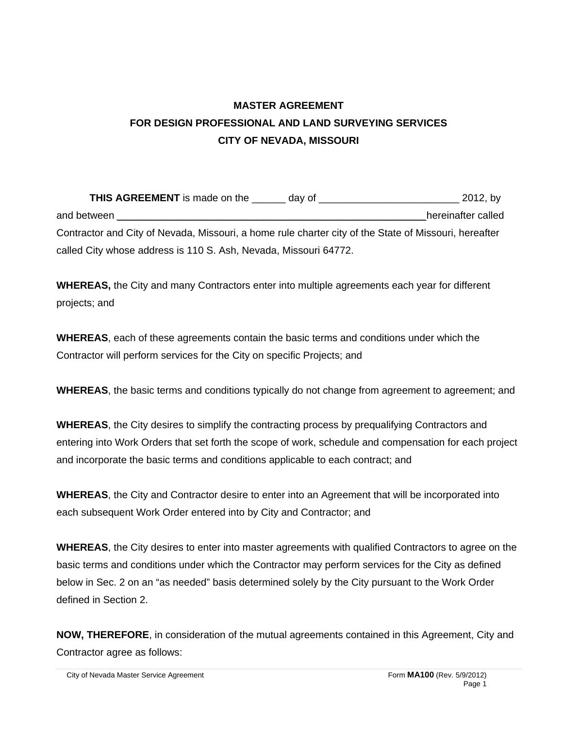# MASTER AGREEMENT
## FOR DESIGN PROFESSIONAL AND LAND SURVEYING SERVICES
## CITY OF NEVADA, MISSOURI

**THIS AGREEMENT** is made on the ______ day of ________________________ 2012, by and between _______________________________________________________hereinafter called Contractor and City of Nevada, Missouri, a home rule charter city of the State of Missouri, hereafter called City whose address is 110 S. Ash, Nevada, Missouri 64772.

**WHEREAS,** the City and many Contractors enter into multiple agreements each year for different projects; and

**WHEREAS**, each of these agreements contain the basic terms and conditions under which the Contractor will perform services for the City on specific Projects; and

**WHEREAS**, the basic terms and conditions typically do not change from agreement to agreement; and

**WHEREAS**, the City desires to simplify the contracting process by prequalifying Contractors and entering into Work Orders that set forth the scope of work, schedule and compensation for each project and incorporate the basic terms and conditions applicable to each contract; and

**WHEREAS**, the City and Contractor desire to enter into an Agreement that will be incorporated into each subsequent Work Order entered into by City and Contractor; and

**WHEREAS**, the City desires to enter into master agreements with qualified Contractors to agree on the basic terms and conditions under which the Contractor may perform services for the City as defined below in Sec. 2 on an "as needed" basis determined solely by the City pursuant to the Work Order defined in Section 2.

**NOW, THEREFORE**, in consideration of the mutual agreements contained in this Agreement, City and Contractor agree as follows: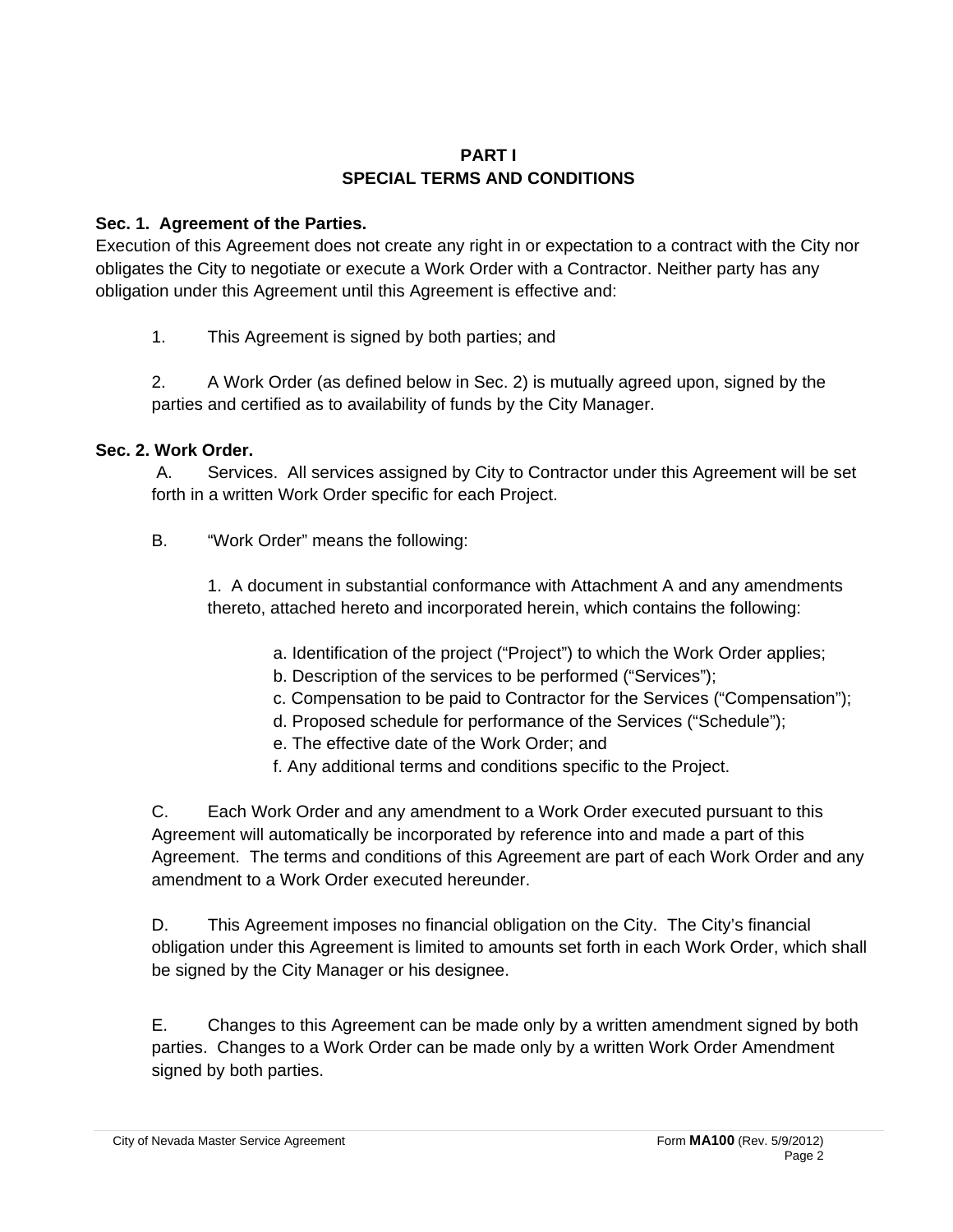## PART I
## SPECIAL TERMS AND CONDITIONS

**Sec. 1. Agreement of the Parties.**

Execution of this Agreement does not create any right in or expectation to a contract with the City nor obligates the City to negotiate or execute a Work Order with a Contractor. Neither party has any obligation under this Agreement until this Agreement is effective and:

1. This Agreement is signed by both parties; and

2. A Work Order (as defined below in Sec. 2) is mutually agreed upon, signed by the parties and certified as to availability of funds by the City Manager.

**Sec. 2. Work Order.**

A. Services. All services assigned by City to Contractor under this Agreement will be set forth in a written Work Order specific for each Project.

B. "Work Order" means the following:

1. A document in substantial conformance with Attachment A and any amendments thereto, attached hereto and incorporated herein, which contains the following:

a. Identification of the project ("Project") to which the Work Order applies;
b. Description of the services to be performed ("Services");
c. Compensation to be paid to Contractor for the Services ("Compensation");
d. Proposed schedule for performance of the Services ("Schedule");
e. The effective date of the Work Order; and
f. Any additional terms and conditions specific to the Project.

C. Each Work Order and any amendment to a Work Order executed pursuant to this Agreement will automatically be incorporated by reference into and made a part of this Agreement. The terms and conditions of this Agreement are part of each Work Order and any amendment to a Work Order executed hereunder.

D. This Agreement imposes no financial obligation on the City. The City's financial obligation under this Agreement is limited to amounts set forth in each Work Order, which shall be signed by the City Manager or his designee.

E. Changes to this Agreement can be made only by a written amendment signed by both parties. Changes to a Work Order can be made only by a written Work Order Amendment signed by both parties.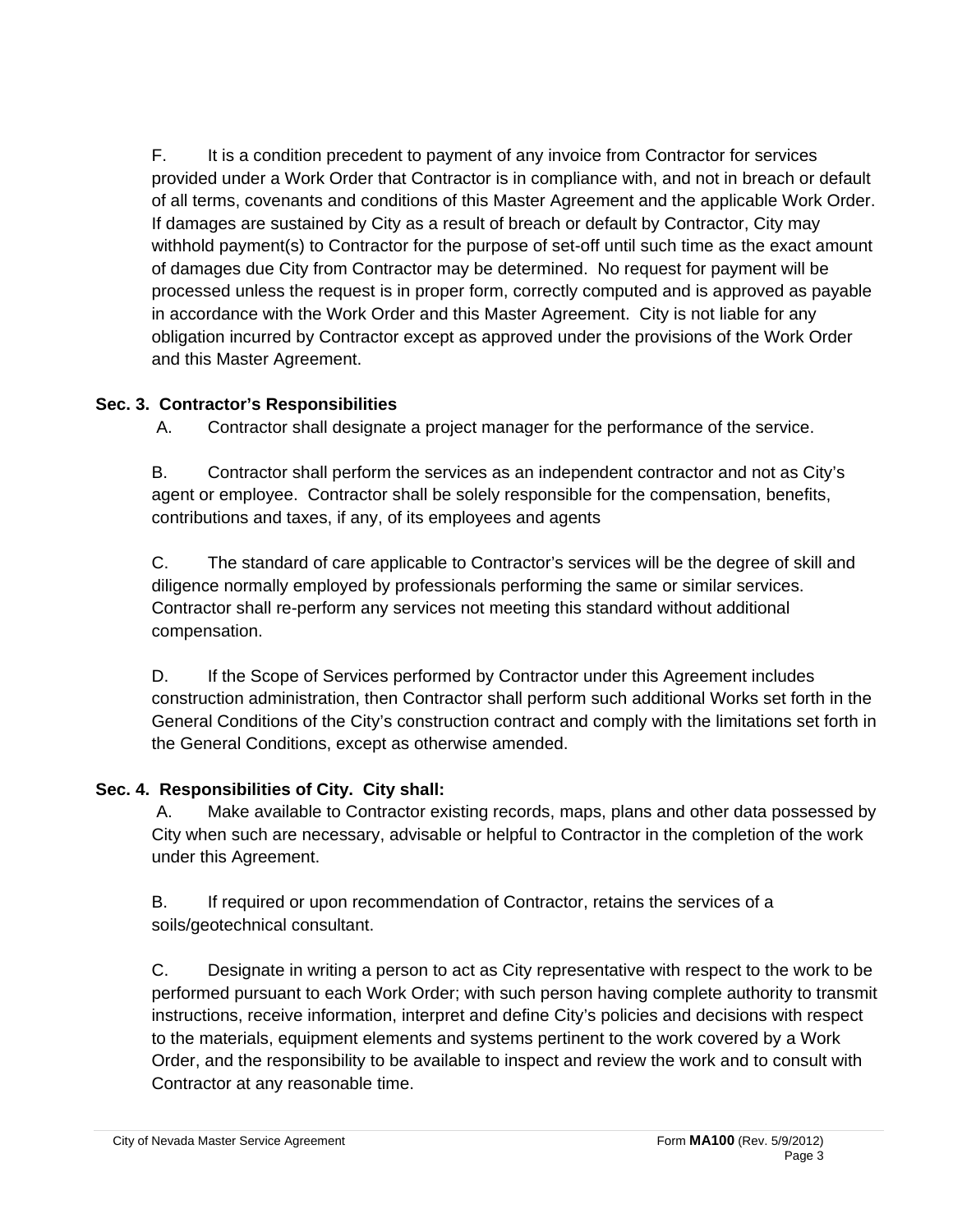F. It is a condition precedent to payment of any invoice from Contractor for services provided under a Work Order that Contractor is in compliance with, and not in breach or default of all terms, covenants and conditions of this Master Agreement and the applicable Work Order. If damages are sustained by City as a result of breach or default by Contractor, City may withhold payment(s) to Contractor for the purpose of set-off until such time as the exact amount of damages due City from Contractor may be determined. No request for payment will be processed unless the request is in proper form, correctly computed and is approved as payable in accordance with the Work Order and this Master Agreement. City is not liable for any obligation incurred by Contractor except as approved under the provisions of the Work Order and this Master Agreement.

**Sec. 3. Contractor's Responsibilities**

A. Contractor shall designate a project manager for the performance of the service.

B. Contractor shall perform the services as an independent contractor and not as City's agent or employee. Contractor shall be solely responsible for the compensation, benefits, contributions and taxes, if any, of its employees and agents

C. The standard of care applicable to Contractor's services will be the degree of skill and diligence normally employed by professionals performing the same or similar services. Contractor shall re-perform any services not meeting this standard without additional compensation.

D. If the Scope of Services performed by Contractor under this Agreement includes construction administration, then Contractor shall perform such additional Works set forth in the General Conditions of the City's construction contract and comply with the limitations set forth in the General Conditions, except as otherwise amended.

**Sec. 4. Responsibilities of City. City shall:**

A. Make available to Contractor existing records, maps, plans and other data possessed by City when such are necessary, advisable or helpful to Contractor in the completion of the work under this Agreement.

B. If required or upon recommendation of Contractor, retains the services of a soils/geotechnical consultant.

C. Designate in writing a person to act as City representative with respect to the work to be performed pursuant to each Work Order; with such person having complete authority to transmit instructions, receive information, interpret and define City's policies and decisions with respect to the materials, equipment elements and systems pertinent to the work covered by a Work Order, and the responsibility to be available to inspect and review the work and to consult with Contractor at any reasonable time.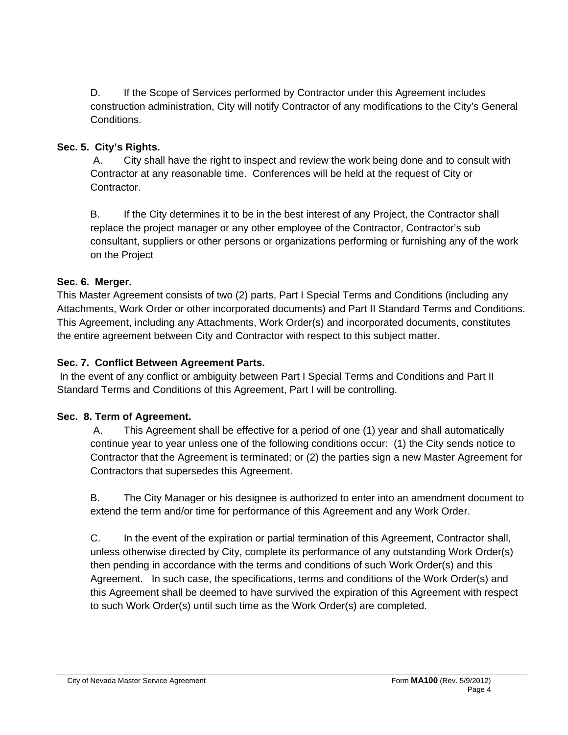D. If the Scope of Services performed by Contractor under this Agreement includes construction administration, City will notify Contractor of any modifications to the City's General Conditions.

**Sec. 5. City's Rights.**

A. City shall have the right to inspect and review the work being done and to consult with Contractor at any reasonable time. Conferences will be held at the request of City or Contractor.

B. If the City determines it to be in the best interest of any Project, the Contractor shall replace the project manager or any other employee of the Contractor, Contractor's sub consultant, suppliers or other persons or organizations performing or furnishing any of the work on the Project

**Sec. 6. Merger.**

This Master Agreement consists of two (2) parts, Part I Special Terms and Conditions (including any Attachments, Work Order or other incorporated documents) and Part II Standard Terms and Conditions. This Agreement, including any Attachments, Work Order(s) and incorporated documents, constitutes the entire agreement between City and Contractor with respect to this subject matter.

**Sec. 7. Conflict Between Agreement Parts.**

In the event of any conflict or ambiguity between Part I Special Terms and Conditions and Part II Standard Terms and Conditions of this Agreement, Part I will be controlling.

**Sec. 8. Term of Agreement.**

A. This Agreement shall be effective for a period of one (1) year and shall automatically continue year to year unless one of the following conditions occur: (1) the City sends notice to Contractor that the Agreement is terminated; or (2) the parties sign a new Master Agreement for Contractors that supersedes this Agreement.

B. The City Manager or his designee is authorized to enter into an amendment document to extend the term and/or time for performance of this Agreement and any Work Order.

C. In the event of the expiration or partial termination of this Agreement, Contractor shall, unless otherwise directed by City, complete its performance of any outstanding Work Order(s) then pending in accordance with the terms and conditions of such Work Order(s) and this Agreement. In such case, the specifications, terms and conditions of the Work Order(s) and this Agreement shall be deemed to have survived the expiration of this Agreement with respect to such Work Order(s) until such time as the Work Order(s) are completed.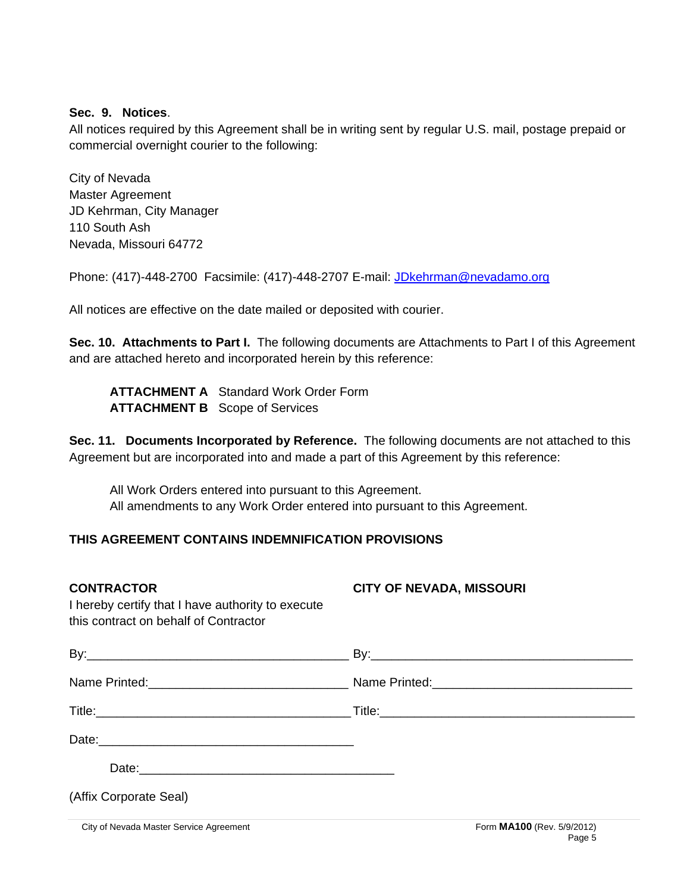**Sec. 9. Notices**.
All notices required by this Agreement shall be in writing sent by regular U.S. mail, postage prepaid or commercial overnight courier to the following:

City of Nevada
Master Agreement
JD Kehrman, City Manager
110 South Ash
Nevada, Missouri 64772

Phone: (417)-448-2700 Facsimile: (417)-448-2707 E-mail: JDkehrman@nevadamo.org

All notices are effective on the date mailed or deposited with courier.

**Sec. 10. Attachments to Part I.** The following documents are Attachments to Part I of this Agreement and are attached hereto and incorporated herein by this reference:

**ATTACHMENT A** Standard Work Order Form
**ATTACHMENT B** Scope of Services

**Sec. 11. Documents Incorporated by Reference.** The following documents are not attached to this Agreement but are incorporated into and made a part of this Agreement by this reference:

All Work Orders entered into pursuant to this Agreement.
All amendments to any Work Order entered into pursuant to this Agreement.

**THIS AGREEMENT CONTAINS INDEMNIFICATION PROVISIONS**

| **CONTRACTOR**<br>I hereby certify that I have authority to execute this contract on behalf of Contractor | **CITY OF NEVADA, MISSOURI** |
|---|---|
| By:_____________________________________ | By:_____________________________________ |
| Name Printed:___________________________ | Name Printed:___________________________ |
| Title:__________________________________ | Title:__________________________________ |
| Date:__________________________________ | |

Date:__________________________________

(Affix Corporate Seal)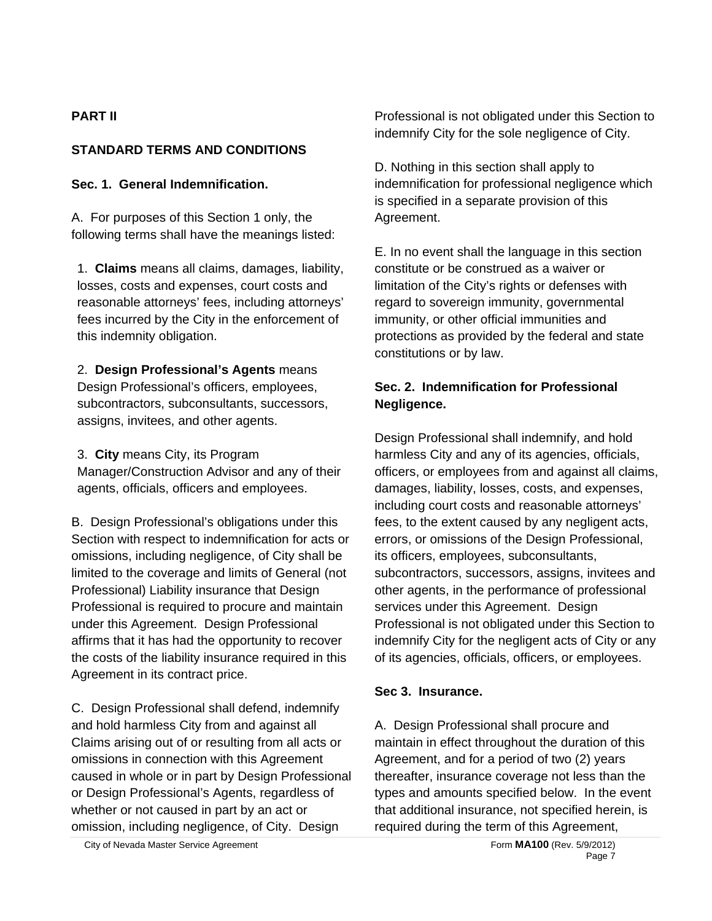**PART II**

**STANDARD TERMS AND CONDITIONS**

**Sec. 1. General Indemnification.**

A. For purposes of this Section 1 only, the following terms shall have the meanings listed:

1. **Claims** means all claims, damages, liability, losses, costs and expenses, court costs and reasonable attorneys' fees, including attorneys' fees incurred by the City in the enforcement of this indemnity obligation.

2. **Design Professional's Agents** means Design Professional's officers, employees, subcontractors, subconsultants, successors, assigns, invitees, and other agents.

3. **City** means City, its Program Manager/Construction Advisor and any of their agents, officials, officers and employees.

B. Design Professional's obligations under this Section with respect to indemnification for acts or omissions, including negligence, of City shall be limited to the coverage and limits of General (not Professional) Liability insurance that Design Professional is required to procure and maintain under this Agreement. Design Professional affirms that it has had the opportunity to recover the costs of the liability insurance required in this Agreement in its contract price.

C. Design Professional shall defend, indemnify and hold harmless City from and against all Claims arising out of or resulting from all acts or omissions in connection with this Agreement caused in whole or in part by Design Professional or Design Professional's Agents, regardless of whether or not caused in part by an act or omission, including negligence, of City. Design Professional is not obligated under this Section to indemnify City for the sole negligence of City.

D. Nothing in this section shall apply to indemnification for professional negligence which is specified in a separate provision of this Agreement.

E. In no event shall the language in this section constitute or be construed as a waiver or limitation of the City's rights or defenses with regard to sovereign immunity, governmental immunity, or other official immunities and protections as provided by the federal and state constitutions or by law.

**Sec. 2. Indemnification for Professional Negligence.**

Design Professional shall indemnify, and hold harmless City and any of its agencies, officials, officers, or employees from and against all claims, damages, liability, losses, costs, and expenses, including court costs and reasonable attorneys' fees, to the extent caused by any negligent acts, errors, or omissions of the Design Professional, its officers, employees, subconsultants, subcontractors, successors, assigns, invitees and other agents, in the performance of professional services under this Agreement. Design Professional is not obligated under this Section to indemnify City for the negligent acts of City or any of its agencies, officials, officers, or employees.

**Sec 3. Insurance.**

A. Design Professional shall procure and maintain in effect throughout the duration of this Agreement, and for a period of two (2) years thereafter, insurance coverage not less than the types and amounts specified below. In the event that additional insurance, not specified herein, is required during the term of this Agreement,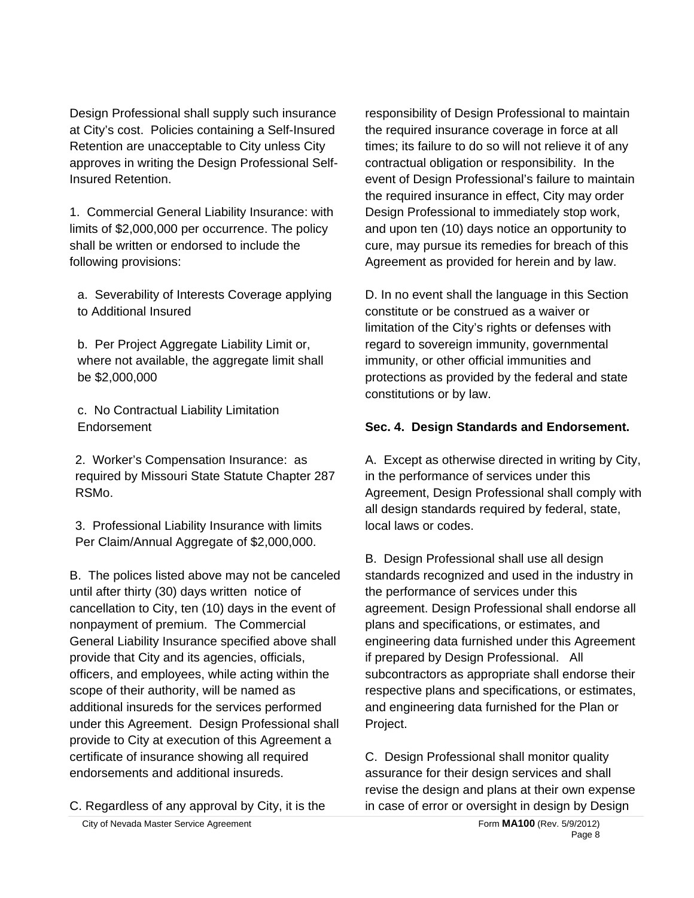Design Professional shall supply such insurance at City's cost. Policies containing a Self-Insured Retention are unacceptable to City unless City approves in writing the Design Professional Self-Insured Retention.

1. Commercial General Liability Insurance: with limits of $2,000,000 per occurrence. The policy shall be written or endorsed to include the following provisions:

a. Severability of Interests Coverage applying to Additional Insured

b. Per Project Aggregate Liability Limit or, where not available, the aggregate limit shall be $2,000,000

c. No Contractual Liability Limitation Endorsement

2. Worker's Compensation Insurance: as required by Missouri State Statute Chapter 287 RSMo.

3. Professional Liability Insurance with limits Per Claim/Annual Aggregate of $2,000,000.

B. The polices listed above may not be canceled until after thirty (30) days written notice of cancellation to City, ten (10) days in the event of nonpayment of premium. The Commercial General Liability Insurance specified above shall provide that City and its agencies, officials, officers, and employees, while acting within the scope of their authority, will be named as additional insureds for the services performed under this Agreement. Design Professional shall provide to City at execution of this Agreement a certificate of insurance showing all required endorsements and additional insureds.

C. Regardless of any approval by City, it is the responsibility of Design Professional to maintain the required insurance coverage in force at all times; its failure to do so will not relieve it of any contractual obligation or responsibility. In the event of Design Professional's failure to maintain the required insurance in effect, City may order Design Professional to immediately stop work, and upon ten (10) days notice an opportunity to cure, may pursue its remedies for breach of this Agreement as provided for herein and by law.

D. In no event shall the language in this Section constitute or be construed as a waiver or limitation of the City's rights or defenses with regard to sovereign immunity, governmental immunity, or other official immunities and protections as provided by the federal and state constitutions or by law.

**Sec. 4. Design Standards and Endorsement.**

A. Except as otherwise directed in writing by City, in the performance of services under this Agreement, Design Professional shall comply with all design standards required by federal, state, local laws or codes.

B. Design Professional shall use all design standards recognized and used in the industry in the performance of services under this agreement. Design Professional shall endorse all plans and specifications, or estimates, and engineering data furnished under this Agreement if prepared by Design Professional. All subcontractors as appropriate shall endorse their respective plans and specifications, or estimates, and engineering data furnished for the Plan or Project.

C. Design Professional shall monitor quality assurance for their design services and shall revise the design and plans at their own expense in case of error or oversight in design by Design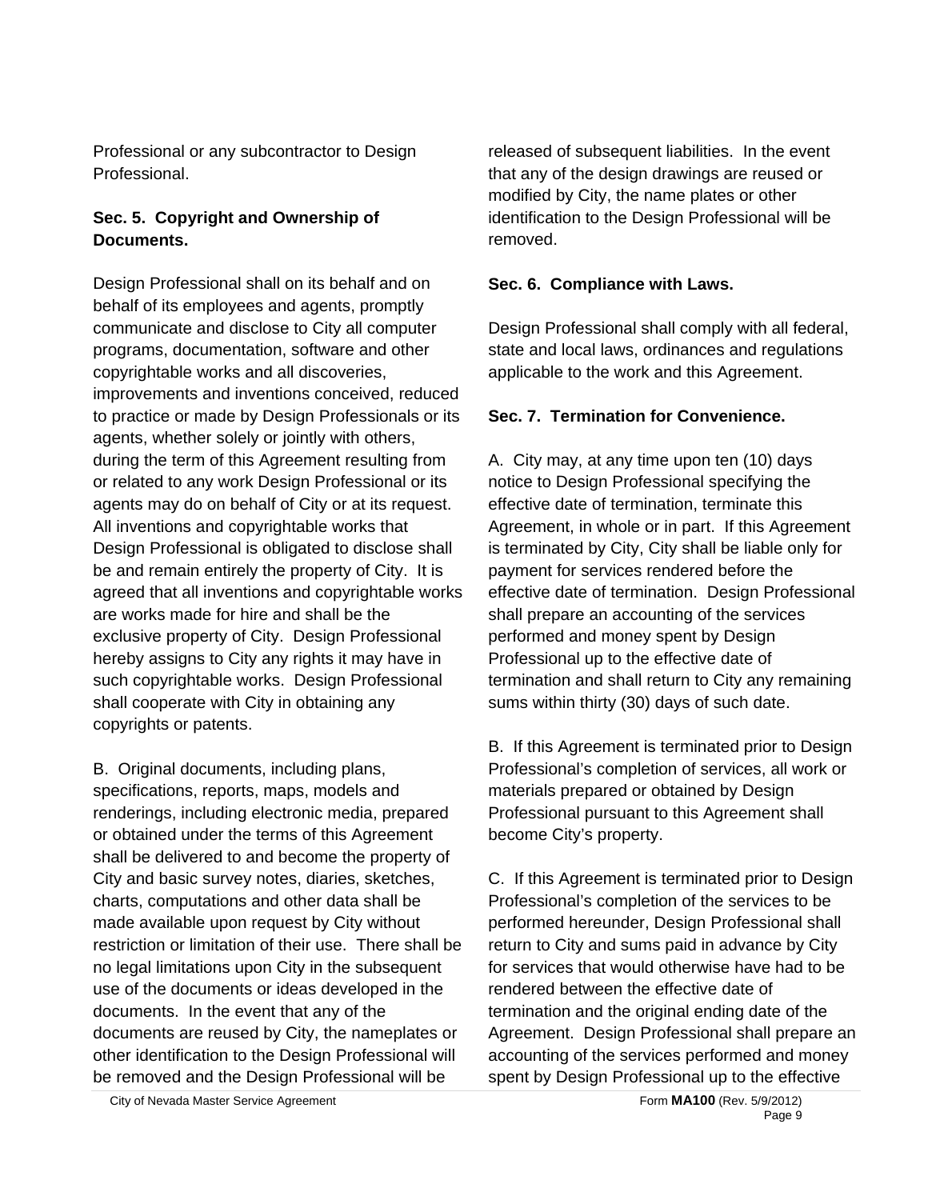Professional or any subcontractor to Design Professional.

**Sec. 5. Copyright and Ownership of Documents.**

Design Professional shall on its behalf and on behalf of its employees and agents, promptly communicate and disclose to City all computer programs, documentation, software and other copyrightable works and all discoveries, improvements and inventions conceived, reduced to practice or made by Design Professionals or its agents, whether solely or jointly with others, during the term of this Agreement resulting from or related to any work Design Professional or its agents may do on behalf of City or at its request. All inventions and copyrightable works that Design Professional is obligated to disclose shall be and remain entirely the property of City. It is agreed that all inventions and copyrightable works are works made for hire and shall be the exclusive property of City. Design Professional hereby assigns to City any rights it may have in such copyrightable works. Design Professional shall cooperate with City in obtaining any copyrights or patents.

B. Original documents, including plans, specifications, reports, maps, models and renderings, including electronic media, prepared or obtained under the terms of this Agreement shall be delivered to and become the property of City and basic survey notes, diaries, sketches, charts, computations and other data shall be made available upon request by City without restriction or limitation of their use. There shall be no legal limitations upon City in the subsequent use of the documents or ideas developed in the documents. In the event that any of the documents are reused by City, the nameplates or other identification to the Design Professional will be removed and the Design Professional will be released of subsequent liabilities. In the event that any of the design drawings are reused or modified by City, the name plates or other identification to the Design Professional will be removed.

**Sec. 6. Compliance with Laws.**

Design Professional shall comply with all federal, state and local laws, ordinances and regulations applicable to the work and this Agreement.

**Sec. 7. Termination for Convenience.**

A. City may, at any time upon ten (10) days notice to Design Professional specifying the effective date of termination, terminate this Agreement, in whole or in part. If this Agreement is terminated by City, City shall be liable only for payment for services rendered before the effective date of termination. Design Professional shall prepare an accounting of the services performed and money spent by Design Professional up to the effective date of termination and shall return to City any remaining sums within thirty (30) days of such date.

B. If this Agreement is terminated prior to Design Professional's completion of services, all work or materials prepared or obtained by Design Professional pursuant to this Agreement shall become City's property.

C. If this Agreement is terminated prior to Design Professional's completion of the services to be performed hereunder, Design Professional shall return to City and sums paid in advance by City for services that would otherwise have had to be rendered between the effective date of termination and the original ending date of the Agreement. Design Professional shall prepare an accounting of the services performed and money spent by Design Professional up to the effective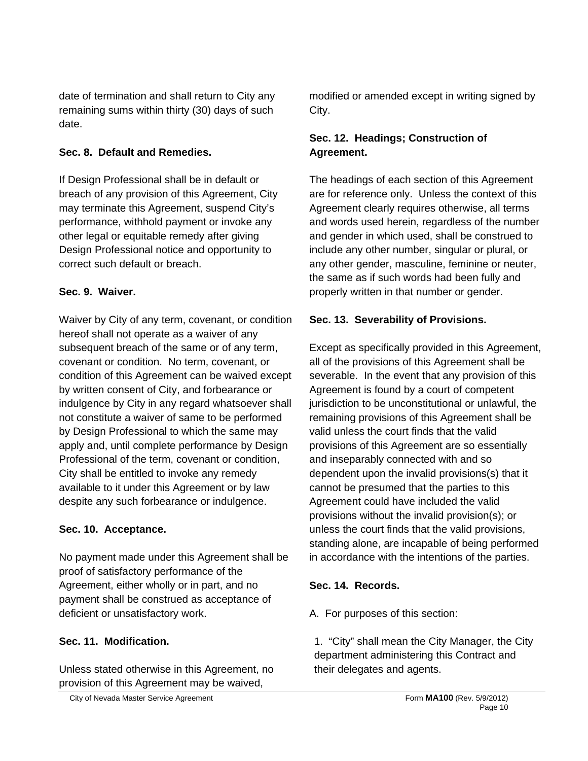date of termination and shall return to City any remaining sums within thirty (30) days of such date.

**Sec. 8. Default and Remedies.**

If Design Professional shall be in default or breach of any provision of this Agreement, City may terminate this Agreement, suspend City's performance, withhold payment or invoke any other legal or equitable remedy after giving Design Professional notice and opportunity to correct such default or breach.

**Sec. 9. Waiver.**

Waiver by City of any term, covenant, or condition hereof shall not operate as a waiver of any subsequent breach of the same or of any term, covenant or condition. No term, covenant, or condition of this Agreement can be waived except by written consent of City, and forbearance or indulgence by City in any regard whatsoever shall not constitute a waiver of same to be performed by Design Professional to which the same may apply and, until complete performance by Design Professional of the term, covenant or condition, City shall be entitled to invoke any remedy available to it under this Agreement or by law despite any such forbearance or indulgence.

**Sec. 10. Acceptance.**

No payment made under this Agreement shall be proof of satisfactory performance of the Agreement, either wholly or in part, and no payment shall be construed as acceptance of deficient or unsatisfactory work.

**Sec. 11. Modification.**

Unless stated otherwise in this Agreement, no provision of this Agreement may be waived, modified or amended except in writing signed by City.

**Sec. 12. Headings; Construction of Agreement.**

The headings of each section of this Agreement are for reference only. Unless the context of this Agreement clearly requires otherwise, all terms and words used herein, regardless of the number and gender in which used, shall be construed to include any other number, singular or plural, or any other gender, masculine, feminine or neuter, the same as if such words had been fully and properly written in that number or gender.

**Sec. 13. Severability of Provisions.**

Except as specifically provided in this Agreement, all of the provisions of this Agreement shall be severable. In the event that any provision of this Agreement is found by a court of competent jurisdiction to be unconstitutional or unlawful, the remaining provisions of this Agreement shall be valid unless the court finds that the valid provisions of this Agreement are so essentially and inseparably connected with and so dependent upon the invalid provisions(s) that it cannot be presumed that the parties to this Agreement could have included the valid provisions without the invalid provision(s); or unless the court finds that the valid provisions, standing alone, are incapable of being performed in accordance with the intentions of the parties.

**Sec. 14. Records.**

A. For purposes of this section:

1. "City" shall mean the City Manager, the City department administering this Contract and their delegates and agents.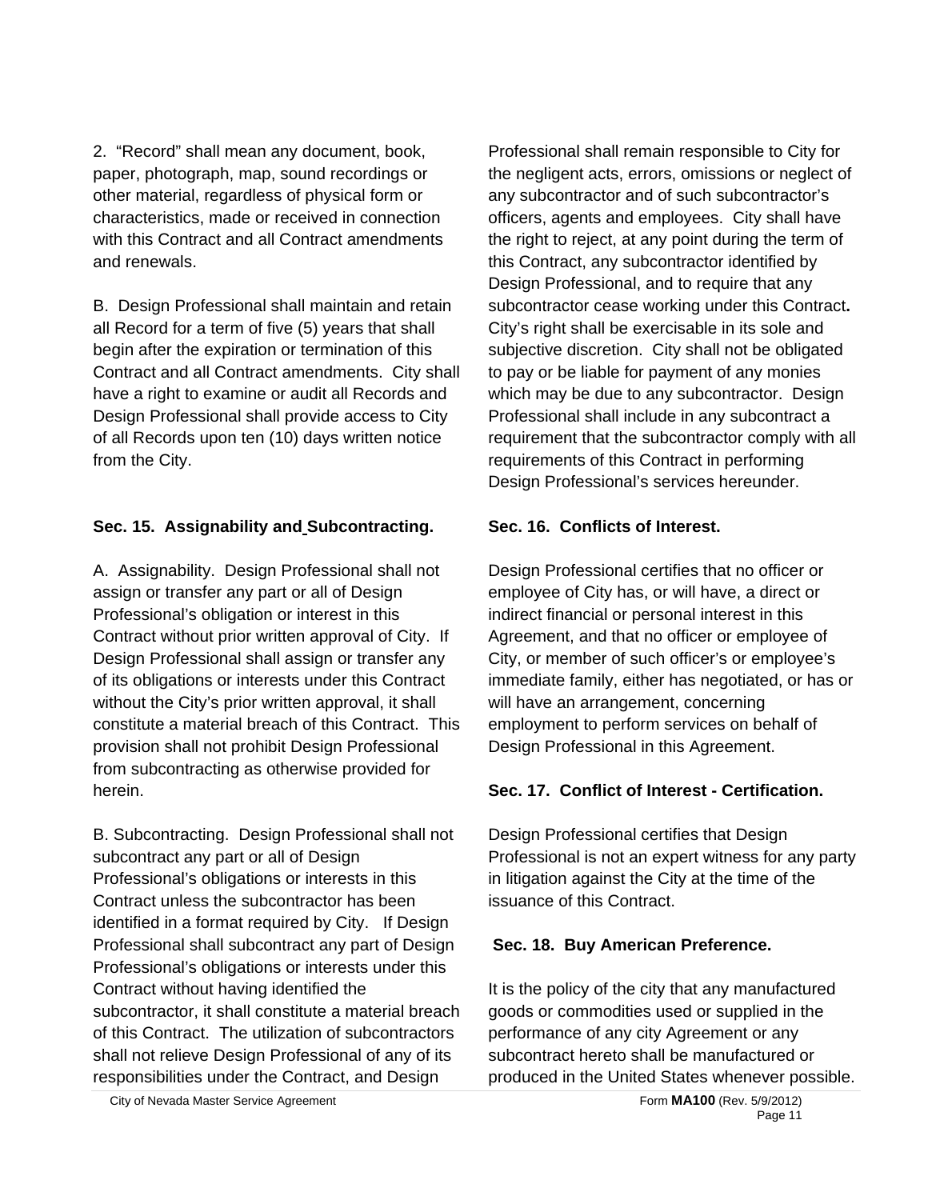2. “Record” shall mean any document, book, paper, photograph, map, sound recordings or other material, regardless of physical form or characteristics, made or received in connection with this Contract and all Contract amendments and renewals.

B. Design Professional shall maintain and retain all Record for a term of five (5) years that shall begin after the expiration or termination of this Contract and all Contract amendments. City shall have a right to examine or audit all Records and Design Professional shall provide access to City of all Records upon ten (10) days written notice from the City.

**Sec. 15. Assignability and Subcontracting.**

A. Assignability. Design Professional shall not assign or transfer any part or all of Design Professional’s obligation or interest in this Contract without prior written approval of City. If Design Professional shall assign or transfer any of its obligations or interests under this Contract without the City’s prior written approval, it shall constitute a material breach of this Contract. This provision shall not prohibit Design Professional from subcontracting as otherwise provided for herein.

B. Subcontracting. Design Professional shall not subcontract any part or all of Design Professional’s obligations or interests in this Contract unless the subcontractor has been identified in a format required by City. If Design Professional shall subcontract any part of Design Professional’s obligations or interests under this Contract without having identified the subcontractor, it shall constitute a material breach of this Contract. The utilization of subcontractors shall not relieve Design Professional of any of its responsibilities under the Contract, and Design Professional shall remain responsible to City for the negligent acts, errors, omissions or neglect of any subcontractor and of such subcontractor’s officers, agents and employees. City shall have the right to reject, at any point during the term of this Contract, any subcontractor identified by Design Professional, and to require that any subcontractor cease working under this Contract. City’s right shall be exercisable in its sole and subjective discretion. City shall not be obligated to pay or be liable for payment of any monies which may be due to any subcontractor. Design Professional shall include in any subcontract a requirement that the subcontractor comply with all requirements of this Contract in performing Design Professional’s services hereunder.

**Sec. 16. Conflicts of Interest.**

Design Professional certifies that no officer or employee of City has, or will have, a direct or indirect financial or personal interest in this Agreement, and that no officer or employee of City, or member of such officer’s or employee’s immediate family, either has negotiated, or has or will have an arrangement, concerning employment to perform services on behalf of Design Professional in this Agreement.

**Sec. 17. Conflict of Interest - Certification.**

Design Professional certifies that Design Professional is not an expert witness for any party in litigation against the City at the time of the issuance of this Contract.

**Sec. 18. Buy American Preference.**

It is the policy of the city that any manufactured goods or commodities used or supplied in the performance of any city Agreement or any subcontract hereto shall be manufactured or produced in the United States whenever possible.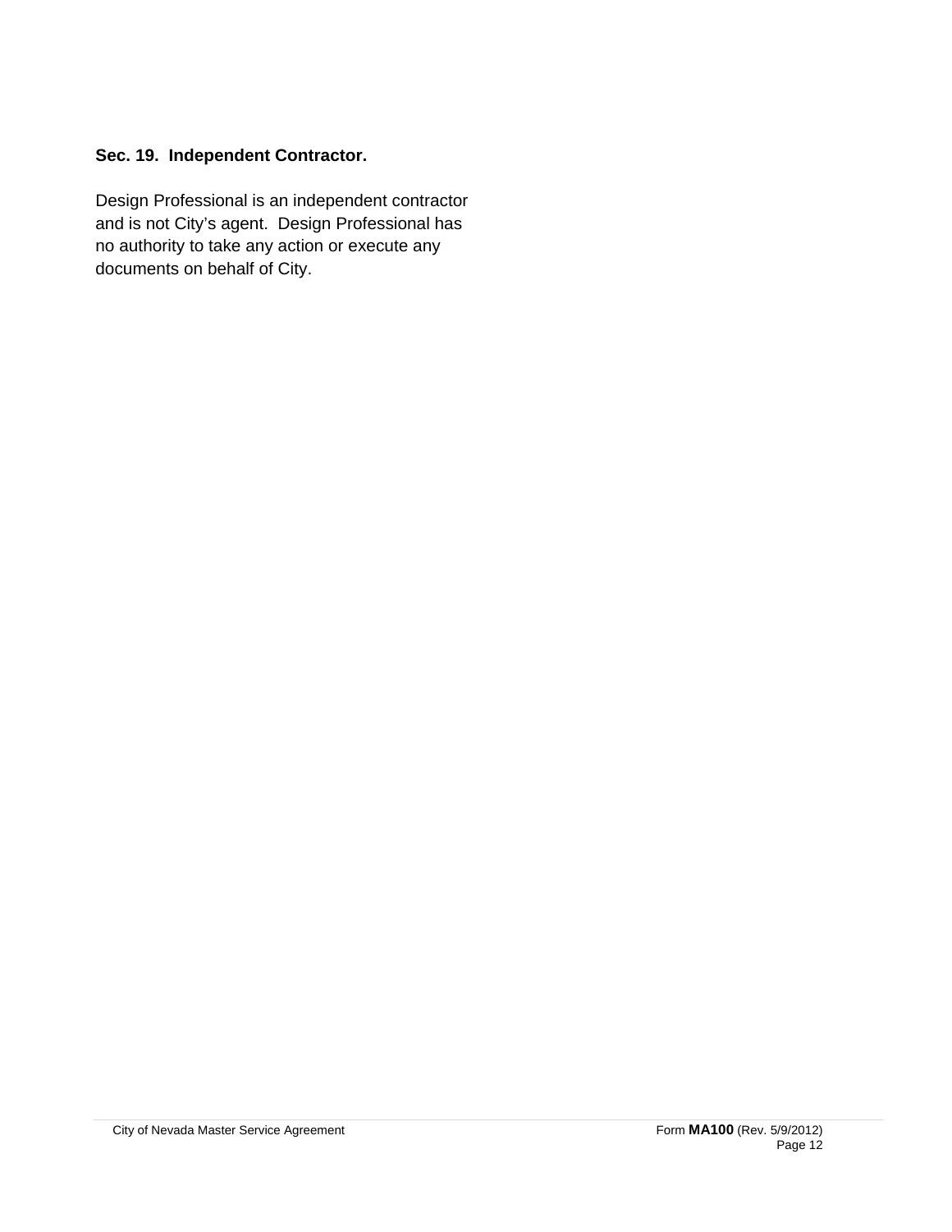**Sec. 19. Independent Contractor.**

Design Professional is an independent contractor and is not City's agent. Design Professional has no authority to take any action or execute any documents on behalf of City.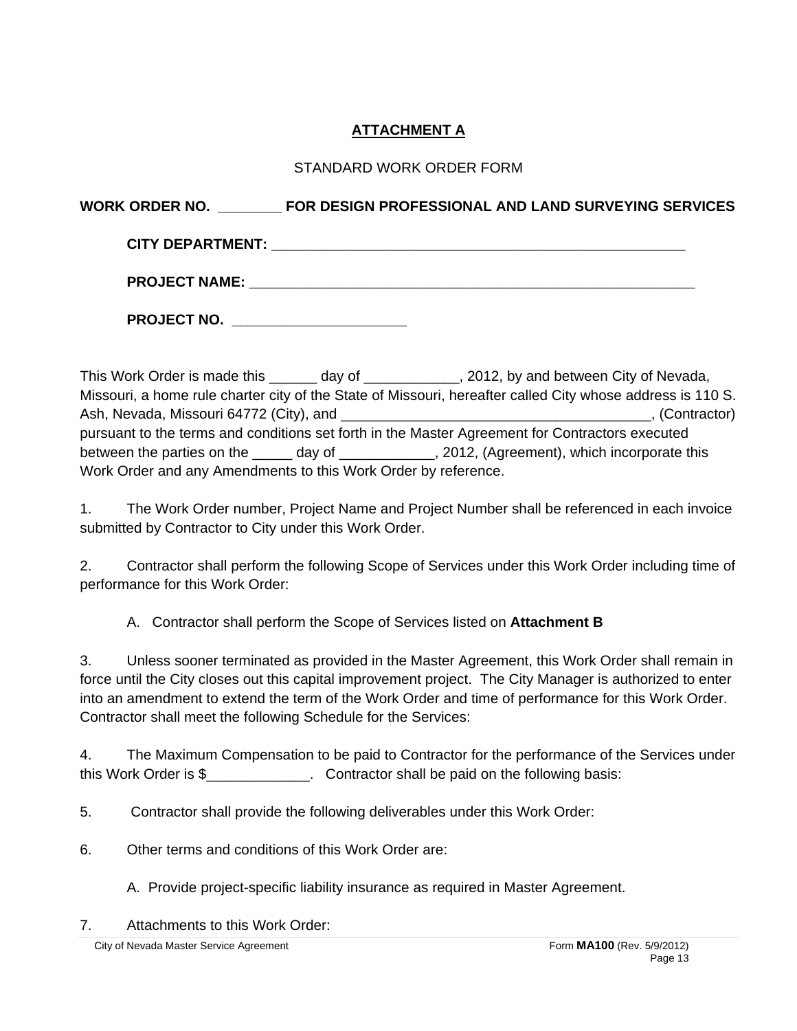# ATTACHMENT A

STANDARD WORK ORDER FORM

**WORK ORDER NO. ________ FOR DESIGN PROFESSIONAL AND LAND SURVEYING SERVICES**

**CITY DEPARTMENT: _______________________________________________________**

**PROJECT NAME: __________________________________________________________**

**PROJECT NO. ______________________**

This Work Order is made this ______ day of ____________, 2012, by and between City of Nevada, Missouri, a home rule charter city of the State of Missouri, hereafter called City whose address is 110 S. Ash, Nevada, Missouri 64772 (City), and ________________________________________, (Contractor) pursuant to the terms and conditions set forth in the Master Agreement for Contractors executed between the parties on the _____ day of ____________, 2012, (Agreement), which incorporate this Work Order and any Amendments to this Work Order by reference.

1. The Work Order number, Project Name and Project Number shall be referenced in each invoice submitted by Contractor to City under this Work Order.

2. Contractor shall perform the following Scope of Services under this Work Order including time of performance for this Work Order:

   A. Contractor shall perform the Scope of Services listed on **Attachment B**

3. Unless sooner terminated as provided in the Master Agreement, this Work Order shall remain in force until the City closes out this capital improvement project. The City Manager is authorized to enter into an amendment to extend the term of the Work Order and time of performance for this Work Order. Contractor shall meet the following Schedule for the Services:

4. The Maximum Compensation to be paid to Contractor for the performance of the Services under this Work Order is $_____________. Contractor shall be paid on the following basis:

5. Contractor shall provide the following deliverables under this Work Order:

6. Other terms and conditions of this Work Order are:

   A. Provide project-specific liability insurance as required in Master Agreement.

7. Attachments to this Work Order: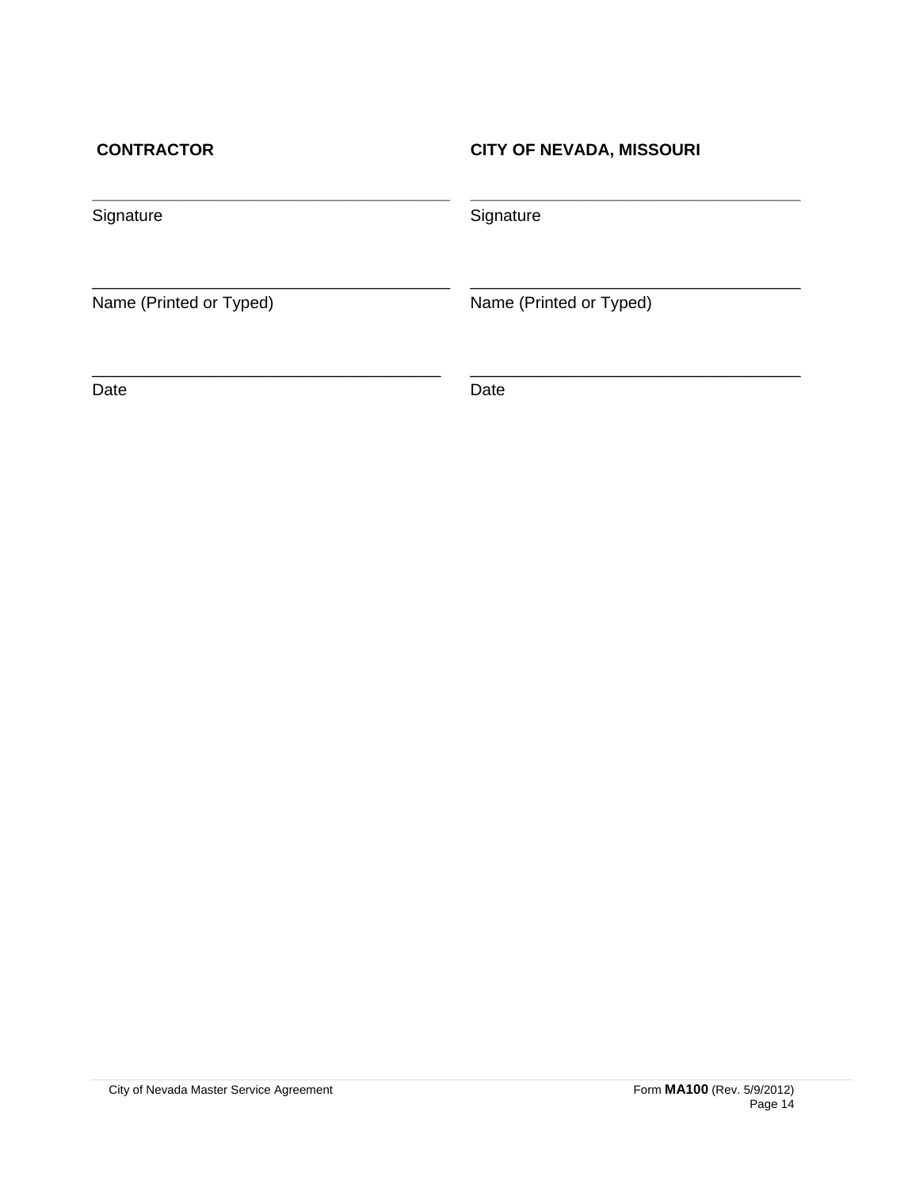| **CONTRACTOR** | **CITY OF NEVADA, MISSOURI** |
|---|---|
| ______________________________ | ______________________________ |
| Signature | Signature |
| ______________________________ | ______________________________ |
| Name (Printed or Typed) | Name (Printed or Typed) |
| ______________________________ | ______________________________ |
| Date | Date |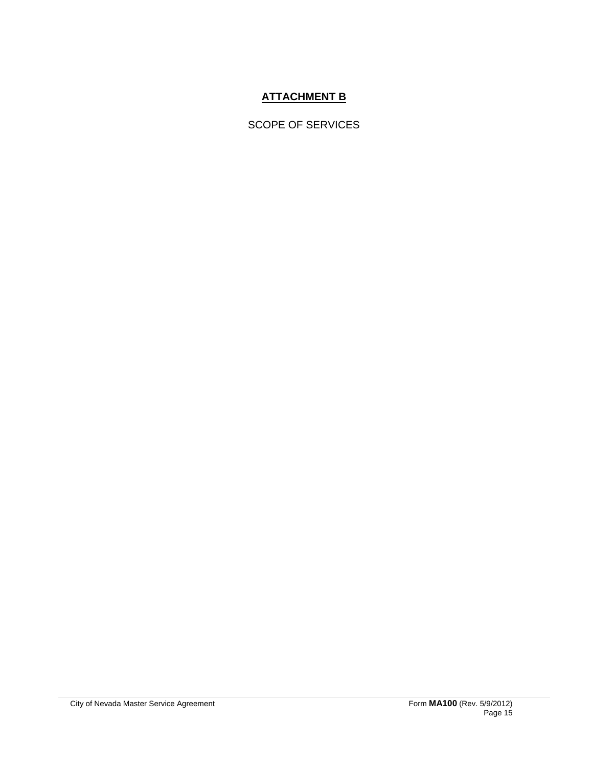# **ATTACHMENT B**

SCOPE OF SERVICES